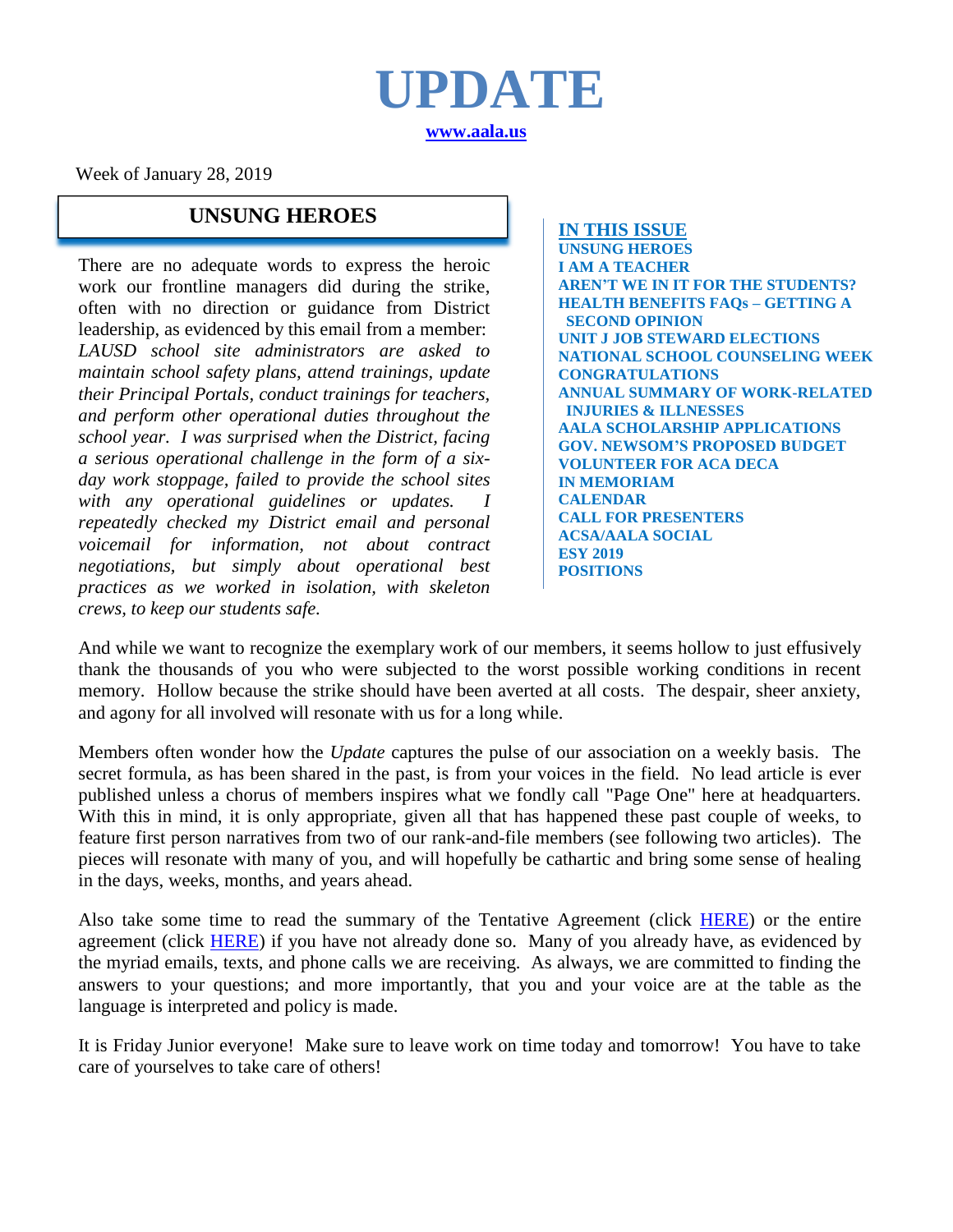# UPDATE

**[www.aala.us](www.aala.us)**

Week of January 28, 2019

## UNSUNG HEROES

There are no adequate words to express the heroic work our frontline managers did during the strike, often with no direction or guidance from District leadership, as evidenced by this email from a member: *LAUSD school site administrators are asked to maintain school safety plans, attend trainings, update their Principal Portals, conduct trainings for teachers, and perform other operational duties throughout the school year. I was surprised when the District, facing a serious operational challenge in the form of a six-day work stoppage, failed to provide the school sites with any operational guidelines or updates. I repeatedly checked my District email and personal voicemail for information, not about contract negotiations, but simply about operational best practices as we worked in isolation, with skeleton crews, to keep our students safe.*

**IN THIS ISSUE**

**UNSUNG HEROES**
**I AM A TEACHER**
**AREN'T WE IN IT FOR THE STUDENTS?**
**HEALTH BENEFITS FAQs – GETTING A SECOND OPINION**
**UNIT J JOB STEWARD ELECTIONS**
**NATIONAL SCHOOL COUNSELING WEEK**
**CONGRATULATIONS**
**ANNUAL SUMMARY OF WORK-RELATED INJURIES & ILLNESSES**
**AALA SCHOLARSHIP APPLICATIONS**
**GOV. NEWSOM'S PROPOSED BUDGET**
**VOLUNTEER FOR ACA DECA**
**IN MEMORIAM**
**CALENDAR**
**CALL FOR PRESENTERS**
**ACSA/AALA SOCIAL**
**ESY 2019**
**POSITIONS**

And while we want to recognize the exemplary work of our members, it seems hollow to just effusively thank the thousands of you who were subjected to the worst possible working conditions in recent memory. Hollow because the strike should have been averted at all costs. The despair, sheer anxiety, and agony for all involved will resonate with us for a long while.

Members often wonder how the *Update* captures the pulse of our association on a weekly basis. The secret formula, as has been shared in the past, is from your voices in the field. No lead article is ever published unless a chorus of members inspires what we fondly call "Page One" here at headquarters. With this in mind, it is only appropriate, given all that has happened these past couple of weeks, to feature first person narratives from two of our rank-and-file members (see following two articles). The pieces will resonate with many of you, and will hopefully be cathartic and bring some sense of healing in the days, weeks, months, and years ahead.

Also take some time to read the summary of the Tentative Agreement (click HERE) or the entire agreement (click HERE) if you have not already done so. Many of you already have, as evidenced by the myriad emails, texts, and phone calls we are receiving. As always, we are committed to finding the answers to your questions; and more importantly, that you and your voice are at the table as the language is interpreted and policy is made.

It is Friday Junior everyone! Make sure to leave work on time today and tomorrow! You have to take care of yourselves to take care of others!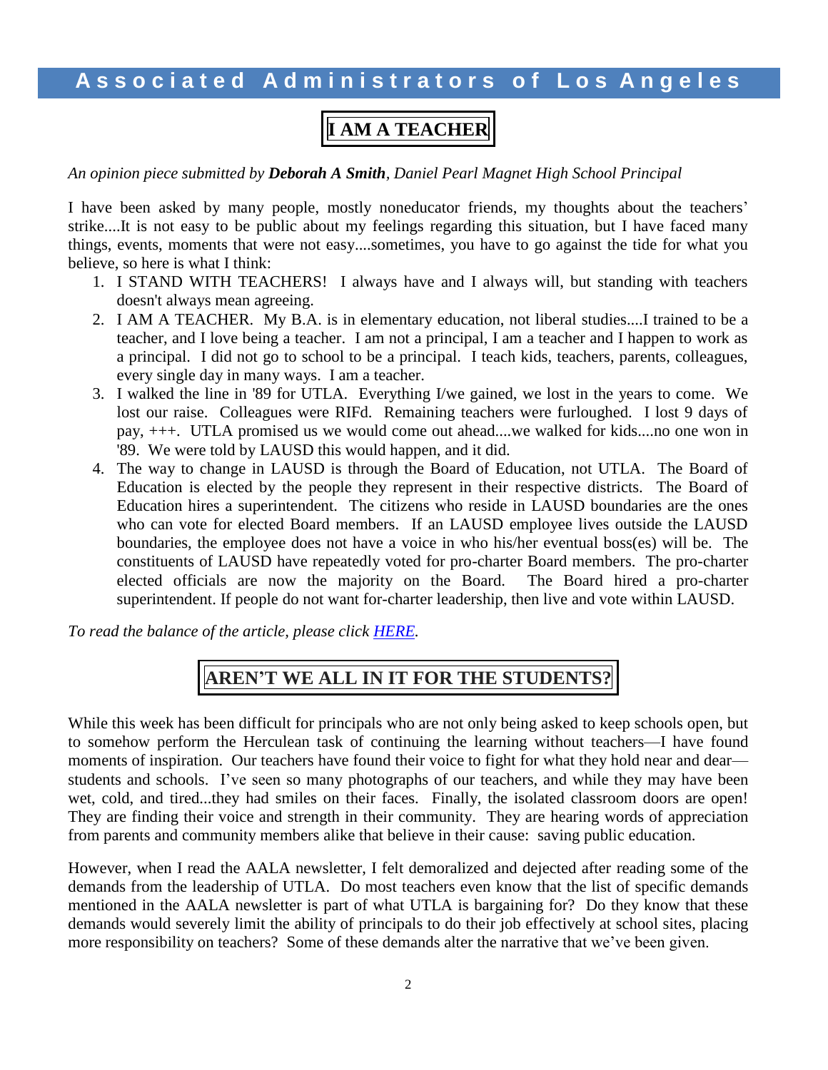# I AM A TEACHER

*An opinion piece submitted by **Deborah A Smith**, Daniel Pearl Magnet High School Principal*

I have been asked by many people, mostly noneducator friends, my thoughts about the teachers' strike....It is not easy to be public about my feelings regarding this situation, but I have faced many things, events, moments that were not easy....sometimes, you have to go against the tide for what you believe, so here is what I think:

1. I STAND WITH TEACHERS! I always have and I always will, but standing with teachers doesn't always mean agreeing.
2. I AM A TEACHER. My B.A. is in elementary education, not liberal studies....I trained to be a teacher, and I love being a teacher. I am not a principal, I am a teacher and I happen to work as a principal. I did not go to school to be a principal. I teach kids, teachers, parents, colleagues, every single day in many ways. I am a teacher.
3. I walked the line in '89 for UTLA. Everything I/we gained, we lost in the years to come. We lost our raise. Colleagues were RIFd. Remaining teachers were furloughed. I lost 9 days of pay, +++. UTLA promised us we would come out ahead....we walked for kids....no one won in '89. We were told by LAUSD this would happen, and it did.
4. The way to change in LAUSD is through the Board of Education, not UTLA. The Board of Education is elected by the people they represent in their respective districts. The Board of Education hires a superintendent. The citizens who reside in LAUSD boundaries are the ones who can vote for elected Board members. If an LAUSD employee lives outside the LAUSD boundaries, the employee does not have a voice in who his/her eventual boss(es) will be. The constituents of LAUSD have repeatedly voted for pro-charter Board members. The pro-charter elected officials are now the majority on the Board. The Board hired a pro-charter superintendent. If people do not want for-charter leadership, then live and vote within LAUSD.

*To read the balance of the article, please click HERE.*

# AREN'T WE ALL IN IT FOR THE STUDENTS?

While this week has been difficult for principals who are not only being asked to keep schools open, but to somehow perform the Herculean task of continuing the learning without teachers—I have found moments of inspiration. Our teachers have found their voice to fight for what they hold near and dear—students and schools. I've seen so many photographs of our teachers, and while they may have been wet, cold, and tired...they had smiles on their faces. Finally, the isolated classroom doors are open! They are finding their voice and strength in their community. They are hearing words of appreciation from parents and community members alike that believe in their cause: saving public education.

However, when I read the AALA newsletter, I felt demoralized and dejected after reading some of the demands from the leadership of UTLA. Do most teachers even know that the list of specific demands mentioned in the AALA newsletter is part of what UTLA is bargaining for? Do they know that these demands would severely limit the ability of principals to do their job effectively at school sites, placing more responsibility on teachers? Some of these demands alter the narrative that we've been given.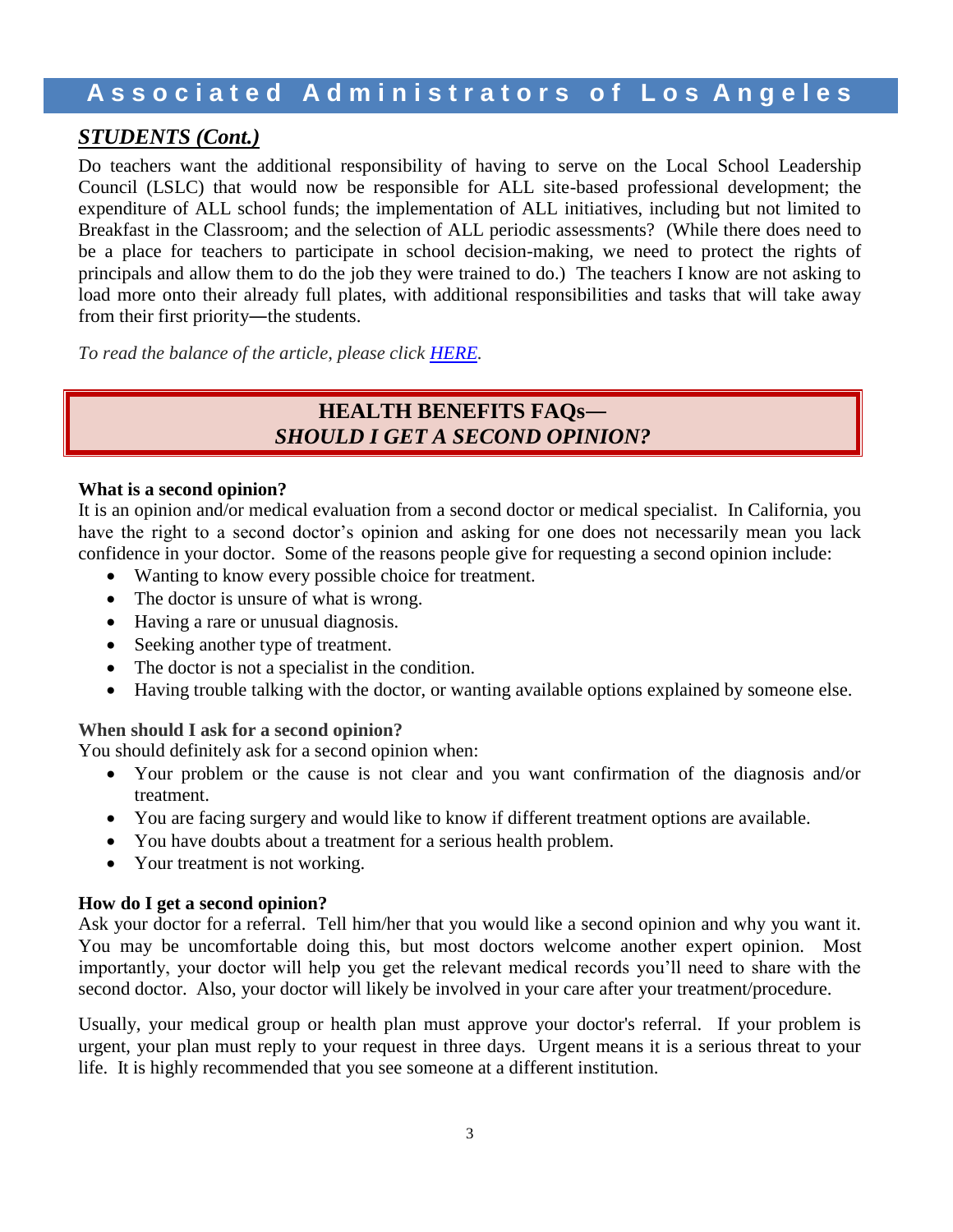## *STUDENTS (Cont.)*

Do teachers want the additional responsibility of having to serve on the Local School Leadership Council (LSLC) that would now be responsible for ALL site-based professional development; the expenditure of ALL school funds; the implementation of ALL initiatives, including but not limited to Breakfast in the Classroom; and the selection of ALL periodic assessments? (While there does need to be a place for teachers to participate in school decision-making, we need to protect the rights of principals and allow them to do the job they were trained to do.) The teachers I know are not asking to load more onto their already full plates, with additional responsibilities and tasks that will take away from their first priority—the students.

*To read the balance of the article, please click HERE.*

## HEALTH BENEFITS FAQs— *SHOULD I GET A SECOND OPINION?*

**What is a second opinion?**

It is an opinion and/or medical evaluation from a second doctor or medical specialist. In California, you have the right to a second doctor's opinion and asking for one does not necessarily mean you lack confidence in your doctor. Some of the reasons people give for requesting a second opinion include:

- Wanting to know every possible choice for treatment.
- The doctor is unsure of what is wrong.
- Having a rare or unusual diagnosis.
- Seeking another type of treatment.
- The doctor is not a specialist in the condition.
- Having trouble talking with the doctor, or wanting available options explained by someone else.

**When should I ask for a second opinion?**

You should definitely ask for a second opinion when:

- Your problem or the cause is not clear and you want confirmation of the diagnosis and/or treatment.
- You are facing surgery and would like to know if different treatment options are available.
- You have doubts about a treatment for a serious health problem.
- Your treatment is not working.

**How do I get a second opinion?**

Ask your doctor for a referral. Tell him/her that you would like a second opinion and why you want it. You may be uncomfortable doing this, but most doctors welcome another expert opinion. Most importantly, your doctor will help you get the relevant medical records you'll need to share with the second doctor. Also, your doctor will likely be involved in your care after your treatment/procedure.

Usually, your medical group or health plan must approve your doctor's referral. If your problem is urgent, your plan must reply to your request in three days. Urgent means it is a serious threat to your life. It is highly recommended that you see someone at a different institution.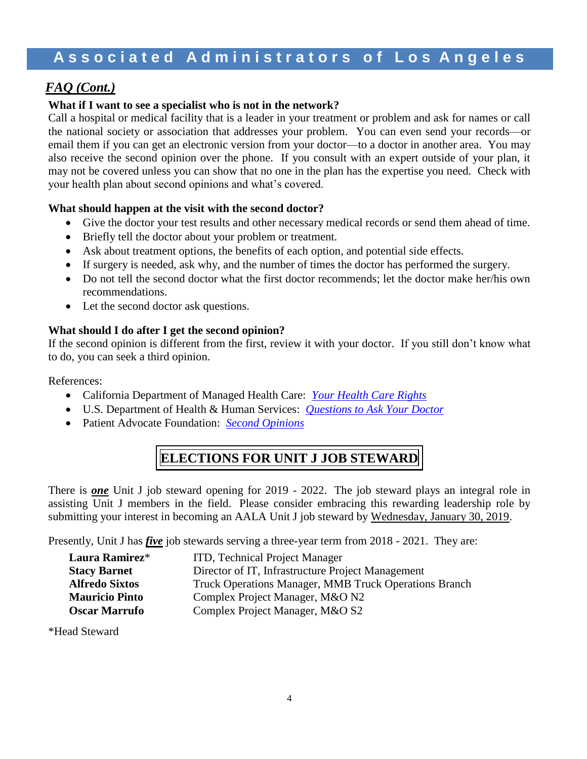## *FAQ (Cont.)*

**What if I want to see a specialist who is not in the network?**

Call a hospital or medical facility that is a leader in your treatment or problem and ask for names or call the national society or association that addresses your problem. You can even send your records—or email them if you can get an electronic version from your doctor—to a doctor in another area. You may also receive the second opinion over the phone. If you consult with an expert outside of your plan, it may not be covered unless you can show that no one in the plan has the expertise you need. Check with your health plan about second opinions and what's covered.

**What should happen at the visit with the second doctor?**

- Give the doctor your test results and other necessary medical records or send them ahead of time.
- Briefly tell the doctor about your problem or treatment.
- Ask about treatment options, the benefits of each option, and potential side effects.
- If surgery is needed, ask why, and the number of times the doctor has performed the surgery.
- Do not tell the second doctor what the first doctor recommends; let the doctor make her/his own recommendations.
- Let the second doctor ask questions.

**What should I do after I get the second opinion?**

If the second opinion is different from the first, review it with your doctor. If you still don't know what to do, you can seek a third opinion.

References:

- California Department of Managed Health Care: *Your Health Care Rights*
- U.S. Department of Health & Human Services: *Questions to Ask Your Doctor*
- Patient Advocate Foundation: *Second Opinions*

## ELECTIONS FOR UNIT J JOB STEWARD

There is ***one*** Unit J job steward opening for 2019 - 2022. The job steward plays an integral role in assisting Unit J members in the field. Please consider embracing this rewarding leadership role by submitting your interest in becoming an AALA Unit J job steward by Wednesday, January 30, 2019.

Presently, Unit J has ***five*** job stewards serving a three-year term from 2018 - 2021. They are:

| | |
|---|---|
| **Laura Ramirez*** | ITD, Technical Project Manager |
| **Stacy Barnet** | Director of IT, Infrastructure Project Management |
| **Alfredo Sixtos** | Truck Operations Manager, MMB Truck Operations Branch |
| **Mauricio Pinto** | Complex Project Manager, M&O N2 |
| **Oscar Marrufo** | Complex Project Manager, M&O S2 |

*Head Steward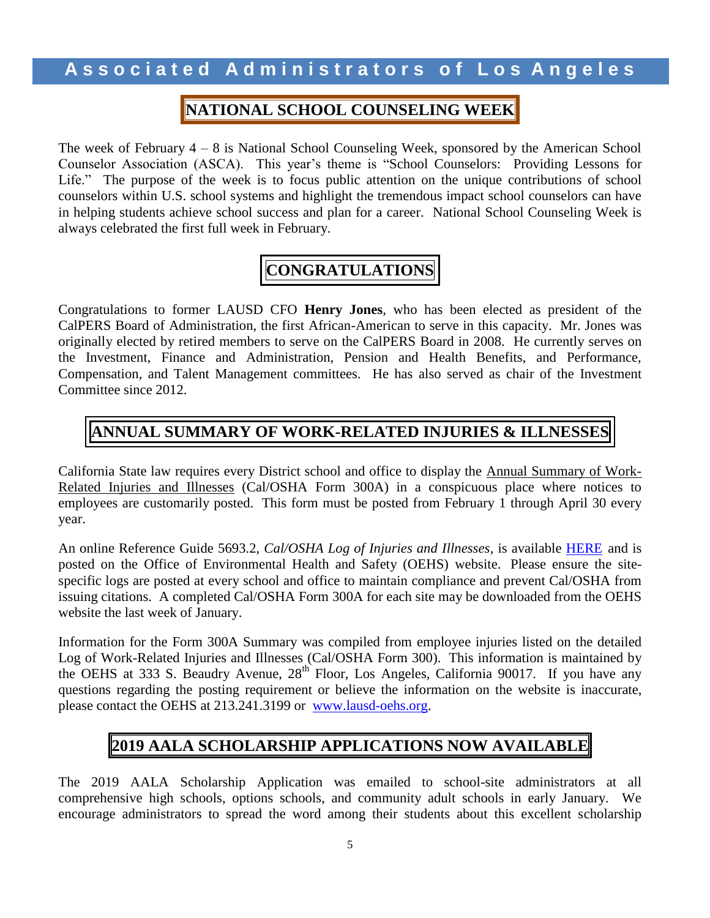## NATIONAL SCHOOL COUNSELING WEEK

The week of February 4 – 8 is National School Counseling Week, sponsored by the American School Counselor Association (ASCA). This year's theme is "School Counselors: Providing Lessons for Life." The purpose of the week is to focus public attention on the unique contributions of school counselors within U.S. school systems and highlight the tremendous impact school counselors can have in helping students achieve school success and plan for a career. National School Counseling Week is always celebrated the first full week in February.

## CONGRATULATIONS

Congratulations to former LAUSD CFO **Henry Jones**, who has been elected as president of the CalPERS Board of Administration, the first African-American to serve in this capacity. Mr. Jones was originally elected by retired members to serve on the CalPERS Board in 2008. He currently serves on the Investment, Finance and Administration, Pension and Health Benefits, and Performance, Compensation, and Talent Management committees. He has also served as chair of the Investment Committee since 2012.

## ANNUAL SUMMARY OF WORK-RELATED INJURIES & ILLNESSES

California State law requires every District school and office to display the Annual Summary of Work-Related Injuries and Illnesses (Cal/OSHA Form 300A) in a conspicuous place where notices to employees are customarily posted. This form must be posted from February 1 through April 30 every year.

An online Reference Guide 5693.2, *Cal/OSHA Log of Injuries and Illnesses*, is available HERE and is posted on the Office of Environmental Health and Safety (OEHS) website. Please ensure the site-specific logs are posted at every school and office to maintain compliance and prevent Cal/OSHA from issuing citations. A completed Cal/OSHA Form 300A for each site may be downloaded from the OEHS website the last week of January.

Information for the Form 300A Summary was compiled from employee injuries listed on the detailed Log of Work-Related Injuries and Illnesses (Cal/OSHA Form 300). This information is maintained by the OEHS at 333 S. Beaudry Avenue, 28th Floor, Los Angeles, California 90017. If you have any questions regarding the posting requirement or believe the information on the website is inaccurate, please contact the OEHS at 213.241.3199 or www.lausd-oehs.org.

## 2019 AALA SCHOLARSHIP APPLICATIONS NOW AVAILABLE

The 2019 AALA Scholarship Application was emailed to school-site administrators at all comprehensive high schools, options schools, and community adult schools in early January. We encourage administrators to spread the word among their students about this excellent scholarship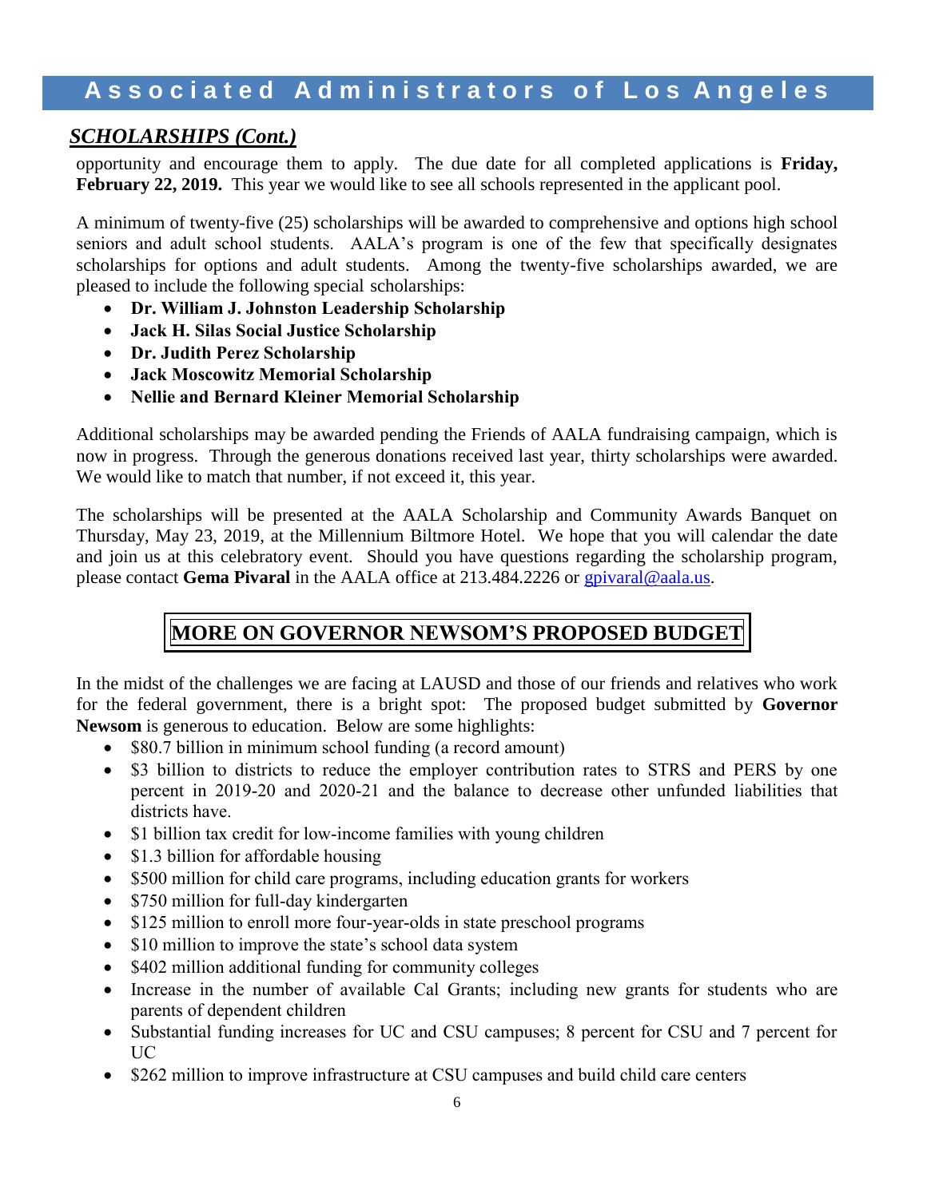## *SCHOLARSHIPS (Cont.)*

opportunity and encourage them to apply. The due date for all completed applications is **Friday, February 22, 2019.** This year we would like to see all schools represented in the applicant pool.

A minimum of twenty-five (25) scholarships will be awarded to comprehensive and options high school seniors and adult school students. AALA's program is one of the few that specifically designates scholarships for options and adult students. Among the twenty-five scholarships awarded, we are pleased to include the following special scholarships:

- **Dr. William J. Johnston Leadership Scholarship**
- **Jack H. Silas Social Justice Scholarship**
- **Dr. Judith Perez Scholarship**
- **Jack Moscowitz Memorial Scholarship**
- **Nellie and Bernard Kleiner Memorial Scholarship**

Additional scholarships may be awarded pending the Friends of AALA fundraising campaign, which is now in progress. Through the generous donations received last year, thirty scholarships were awarded. We would like to match that number, if not exceed it, this year.

The scholarships will be presented at the AALA Scholarship and Community Awards Banquet on Thursday, May 23, 2019, at the Millennium Biltmore Hotel. We hope that you will calendar the date and join us at this celebratory event. Should you have questions regarding the scholarship program, please contact **Gema Pivaral** in the AALA office at 213.484.2226 or gpivaral@aala.us.

## MORE ON GOVERNOR NEWSOM'S PROPOSED BUDGET

In the midst of the challenges we are facing at LAUSD and those of our friends and relatives who work for the federal government, there is a bright spot: The proposed budget submitted by **Governor Newsom** is generous to education. Below are some highlights:

- $80.7 billion in minimum school funding (a record amount)
- $3 billion to districts to reduce the employer contribution rates to STRS and PERS by one percent in 2019-20 and 2020-21 and the balance to decrease other unfunded liabilities that districts have.
- $1 billion tax credit for low-income families with young children
- $1.3 billion for affordable housing
- $500 million for child care programs, including education grants for workers
- $750 million for full-day kindergarten
- $125 million to enroll more four-year-olds in state preschool programs
- $10 million to improve the state's school data system
- $402 million additional funding for community colleges
- Increase in the number of available Cal Grants; including new grants for students who are parents of dependent children
- Substantial funding increases for UC and CSU campuses; 8 percent for CSU and 7 percent for UC
- $262 million to improve infrastructure at CSU campuses and build child care centers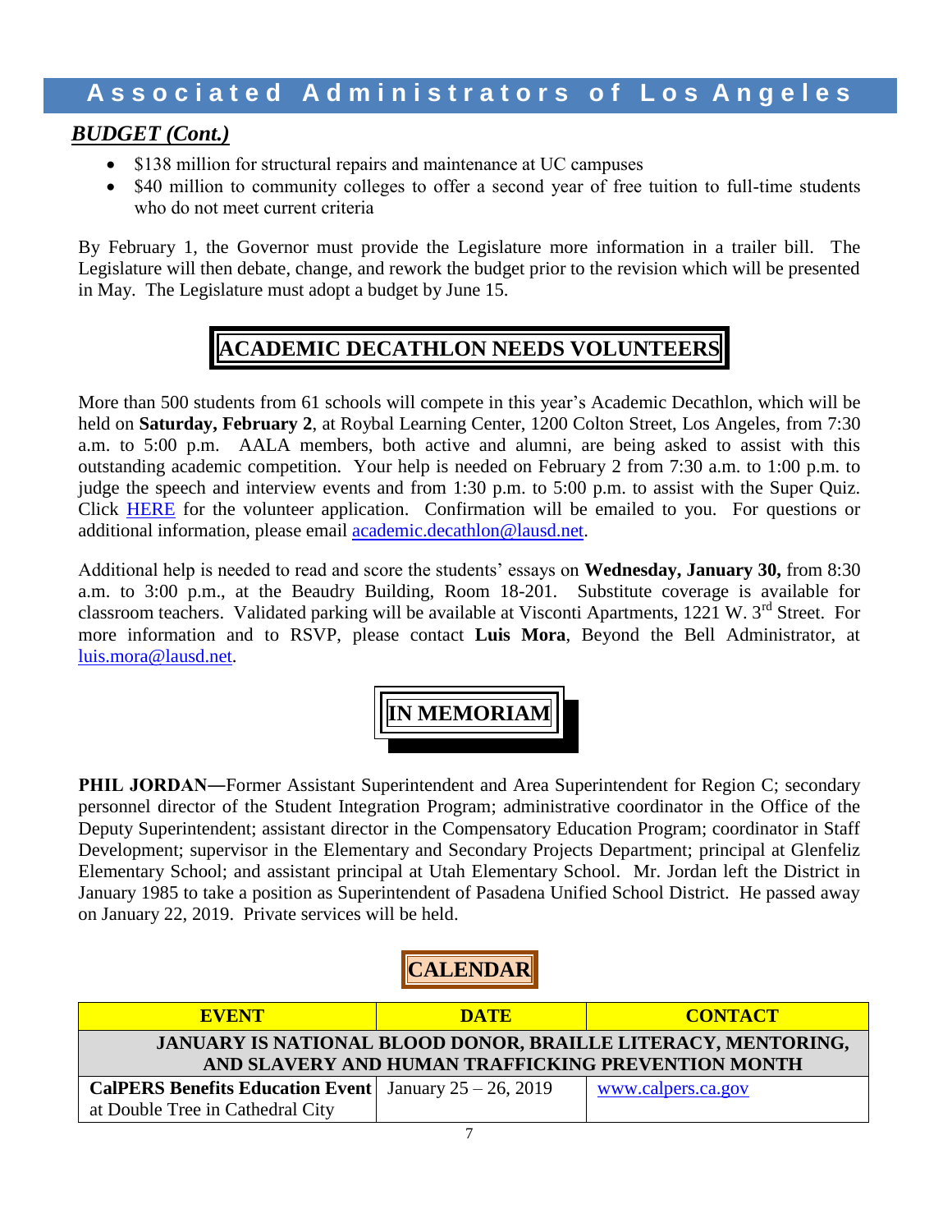## BUDGET (Cont.)

- \$138 million for structural repairs and maintenance at UC campuses
- \$40 million to community colleges to offer a second year of free tuition to full-time students who do not meet current criteria

By February 1, the Governor must provide the Legislature more information in a trailer bill. The Legislature will then debate, change, and rework the budget prior to the revision which will be presented in May. The Legislature must adopt a budget by June 15.

## ACADEMIC DECATHLON NEEDS VOLUNTEERS

More than 500 students from 61 schools will compete in this year's Academic Decathlon, which will be held on **Saturday, February 2**, at Roybal Learning Center, 1200 Colton Street, Los Angeles, from 7:30 a.m. to 5:00 p.m. AALA members, both active and alumni, are being asked to assist with this outstanding academic competition. Your help is needed on February 2 from 7:30 a.m. to 1:00 p.m. to judge the speech and interview events and from 1:30 p.m. to 5:00 p.m. to assist with the Super Quiz. Click HERE for the volunteer application. Confirmation will be emailed to you. For questions or additional information, please email academic.decathlon@lausd.net.

Additional help is needed to read and score the students' essays on **Wednesday, January 30,** from 8:30 a.m. to 3:00 p.m., at the Beaudry Building, Room 18-201. Substitute coverage is available for classroom teachers. Validated parking will be available at Visconti Apartments, 1221 W. 3rd Street. For more information and to RSVP, please contact **Luis Mora**, Beyond the Bell Administrator, at luis.mora@lausd.net.

## IN MEMORIAM

**PHIL JORDAN—**Former Assistant Superintendent and Area Superintendent for Region C; secondary personnel director of the Student Integration Program; administrative coordinator in the Office of the Deputy Superintendent; assistant director in the Compensatory Education Program; coordinator in Staff Development; supervisor in the Elementary and Secondary Projects Department; principal at Glenfeliz Elementary School; and assistant principal at Utah Elementary School. Mr. Jordan left the District in January 1985 to take a position as Superintendent of Pasadena Unified School District. He passed away on January 22, 2019. Private services will be held.

## CALENDAR

| EVENT | DATE | CONTACT |
|---|---|---|
| **JANUARY IS NATIONAL BLOOD DONOR, BRAILLE LITERACY, MENTORING, AND SLAVERY AND HUMAN TRAFFICKING PREVENTION MONTH** | | |
| **CalPERS Benefits Education Event** at Double Tree in Cathedral City | January 25 – 26, 2019 | www.calpers.ca.gov |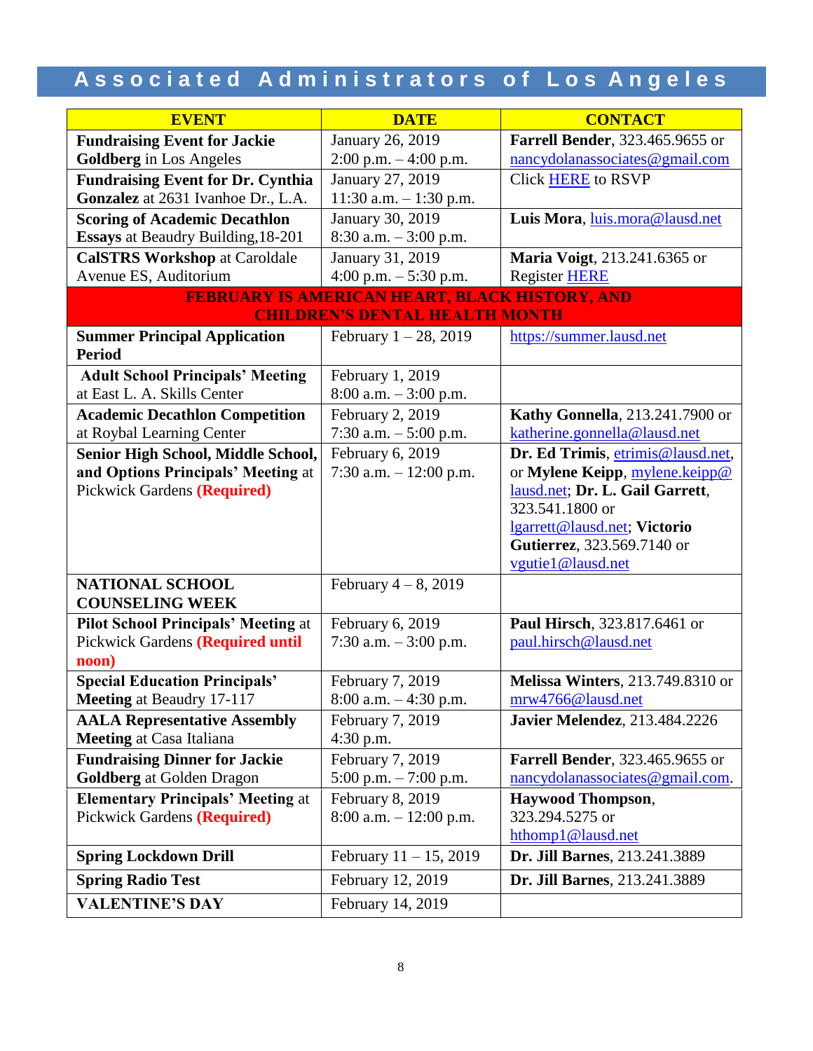# Associated Administrators of Los Angeles

| EVENT | DATE | CONTACT |
|---|---|---|
| **Fundraising Event for Jackie Goldberg** in Los Angeles | January 26, 2019<br>2:00 p.m. – 4:00 p.m. | **Farrell Bender**, 323.465.9655 or nancydolanassociates@gmail.com |
| **Fundraising Event for Dr. Cynthia Gonzalez** at 2631 Ivanhoe Dr., L.A. | January 27, 2019<br>11:30 a.m. – 1:30 p.m. | Click HERE to RSVP |
| **Scoring of Academic Decathlon Essays** at Beaudry Building,18-201 | January 30, 2019<br>8:30 a.m. – 3:00 p.m. | **Luis Mora**, luis.mora@lausd.net |
| **CalSTRS Workshop** at Caroldale Avenue ES, Auditorium | January 31, 2019<br>4:00 p.m. – 5:30 p.m. | **Maria Voigt**, 213.241.6365 or Register HERE |
| **FEBRUARY IS AMERICAN HEART, BLACK HISTORY, AND CHILDREN'S DENTAL HEALTH MONTH** | | |
| **Summer Principal Application Period** | February 1 – 28, 2019 | https://summer.lausd.net |
| **Adult School Principals' Meeting** at East L. A. Skills Center | February 1, 2019<br>8:00 a.m. – 3:00 p.m. | |
| **Academic Decathlon Competition** at Roybal Learning Center | February 2, 2019<br>7:30 a.m. – 5:00 p.m. | **Kathy Gonnella**, 213.241.7900 or katherine.gonnella@lausd.net |
| **Senior High School, Middle School, and Options Principals' Meeting** at Pickwick Gardens **(Required)** | February 6, 2019<br>7:30 a.m. – 12:00 p.m. | **Dr. Ed Trimis**, etrimis@lausd.net, or **Mylene Keipp**, mylene.keipp@lausd.net; **Dr. L. Gail Garrett**, 323.541.1800 or lgarrett@lausd.net; **Victorio Gutierrez**, 323.569.7140 or vgutie1@lausd.net |
| **NATIONAL SCHOOL COUNSELING WEEK** | February 4 – 8, 2019 | |
| **Pilot School Principals' Meeting** at Pickwick Gardens **(Required until noon)** | February 6, 2019<br>7:30 a.m. – 3:00 p.m. | **Paul Hirsch**, 323.817.6461 or paul.hirsch@lausd.net |
| **Special Education Principals' Meeting** at Beaudry 17-117 | February 7, 2019<br>8:00 a.m. – 4:30 p.m. | **Melissa Winters**, 213.749.8310 or mrw4766@lausd.net |
| **AALA Representative Assembly Meeting** at Casa Italiana | February 7, 2019<br>4:30 p.m. | **Javier Melendez**, 213.484.2226 |
| **Fundraising Dinner for Jackie Goldberg** at Golden Dragon | February 7, 2019<br>5:00 p.m. – 7:00 p.m. | **Farrell Bender**, 323.465.9655 or nancydolanassociates@gmail.com. |
| **Elementary Principals' Meeting** at Pickwick Gardens **(Required)** | February 8, 2019<br>8:00 a.m. – 12:00 p.m. | **Haywood Thompson**, 323.294.5275 or hthomp1@lausd.net |
| **Spring Lockdown Drill** | February 11 – 15, 2019 | **Dr. Jill Barnes**, 213.241.3889 |
| **Spring Radio Test** | February 12, 2019 | **Dr. Jill Barnes**, 213.241.3889 |
| **VALENTINE'S DAY** | February 14, 2019 | |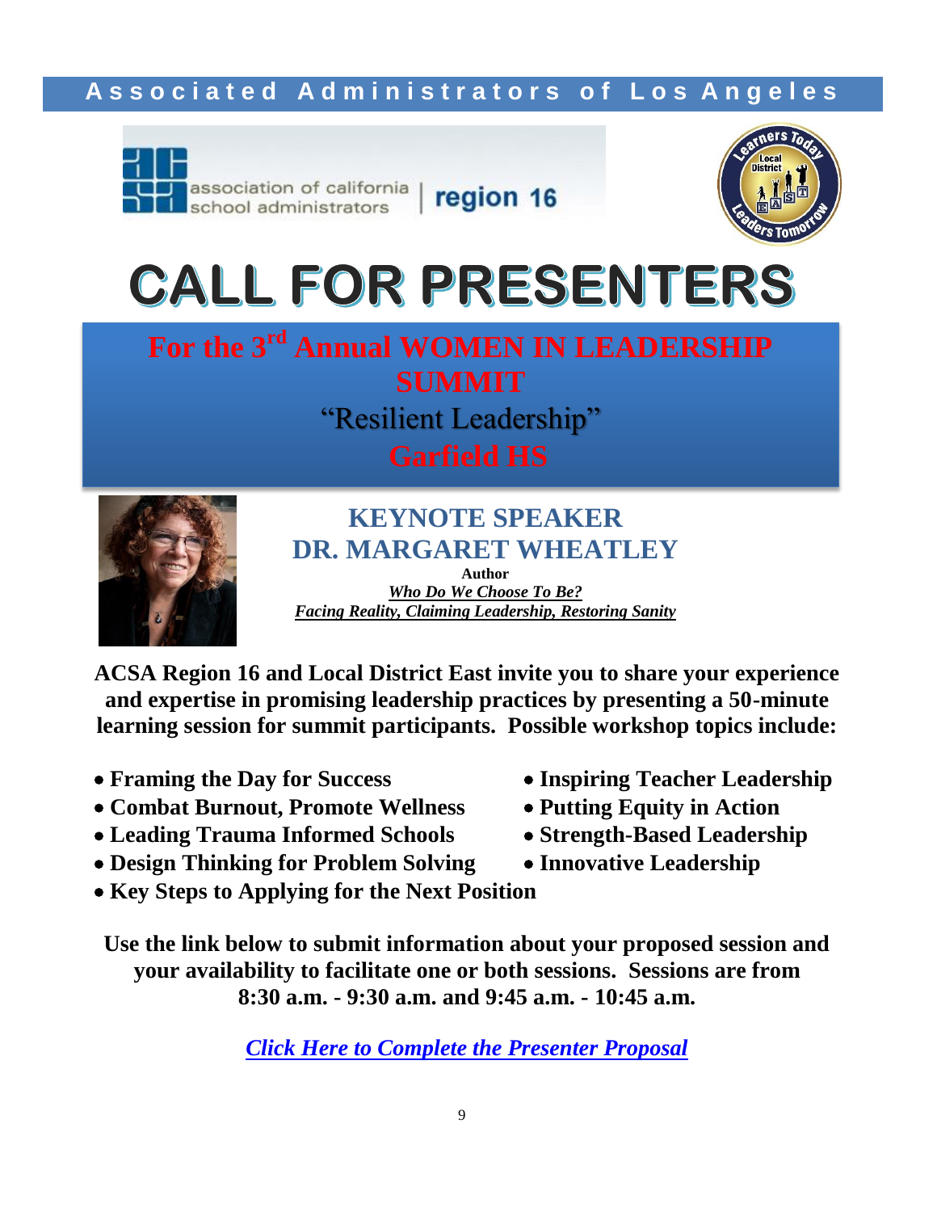**Associated Administrators of Los Angeles**

association of california school administrators | region 16

Learners Today · Local District EAST · Leaders Tomorrow

# CALL FOR PRESENTERS

## For the 3rd Annual WOMEN IN LEADERSHIP SUMMIT

### "Resilient Leadership"

### Garfield HS

## KEYNOTE SPEAKER
## DR. MARGARET WHEATLEY

**Author**

***Who Do We Choose To Be?***
***Facing Reality, Claiming Leadership, Restoring Sanity***

**ACSA Region 16 and Local District East invite you to share your experience and expertise in promising leadership practices by presenting a 50-minute learning session for summit participants. Possible workshop topics include:**

- **Framing the Day for Success**
- **Combat Burnout, Promote Wellness**
- **Leading Trauma Informed Schools**
- **Design Thinking for Problem Solving**
- **Key Steps to Applying for the Next Position**
- **Inspiring Teacher Leadership**
- **Putting Equity in Action**
- **Strength-Based Leadership**
- **Innovative Leadership**

**Use the link below to submit information about your proposed session and your availability to facilitate one or both sessions. Sessions are from 8:30 a.m. - 9:30 a.m. and 9:45 a.m. - 10:45 a.m.**

***Click Here to Complete the Presenter Proposal***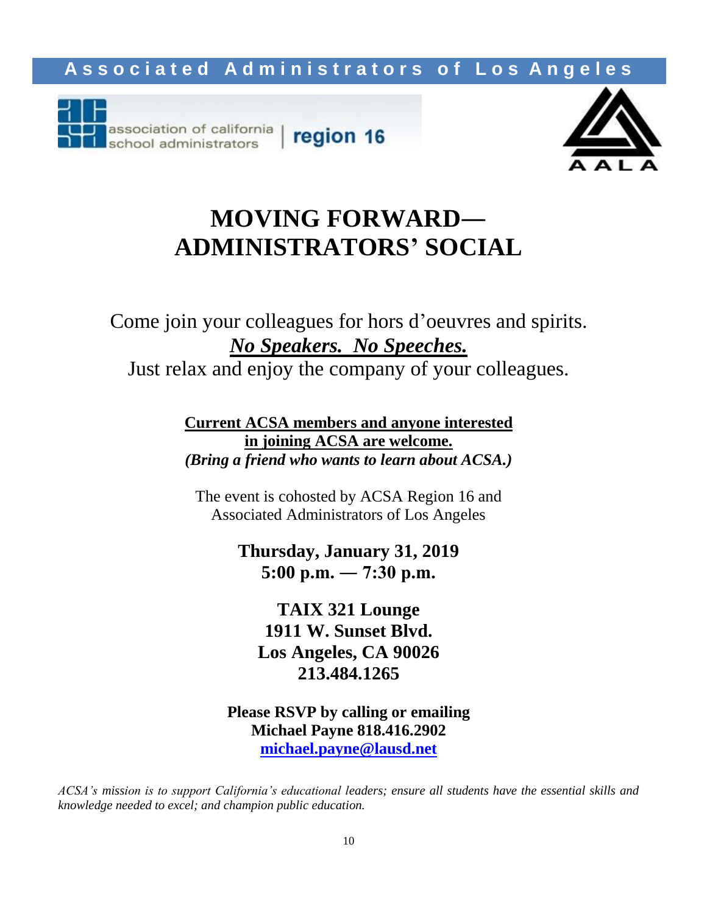**Associated Administrators of Los Angeles**

association of california school administrators | region 16

AALA

# MOVING FORWARD— ADMINISTRATORS' SOCIAL

Come join your colleagues for hors d'oeuvres and spirits.

***No Speakers. No Speeches.***

Just relax and enjoy the company of your colleagues.

**Current ACSA members and anyone interested in joining ACSA are welcome.**

***(Bring a friend who wants to learn about ACSA.)***

The event is cohosted by ACSA Region 16 and Associated Administrators of Los Angeles

**Thursday, January 31, 2019**
**5:00 p.m. — 7:30 p.m.**

**TAIX 321 Lounge**
**1911 W. Sunset Blvd.**
**Los Angeles, CA 90026**
**213.484.1265**

**Please RSVP by calling or emailing**
**Michael Payne 818.416.2902**
**michael.payne@lausd.net**

*ACSA's mission is to support California's educational leaders; ensure all students have the essential skills and knowledge needed to excel; and champion public education.*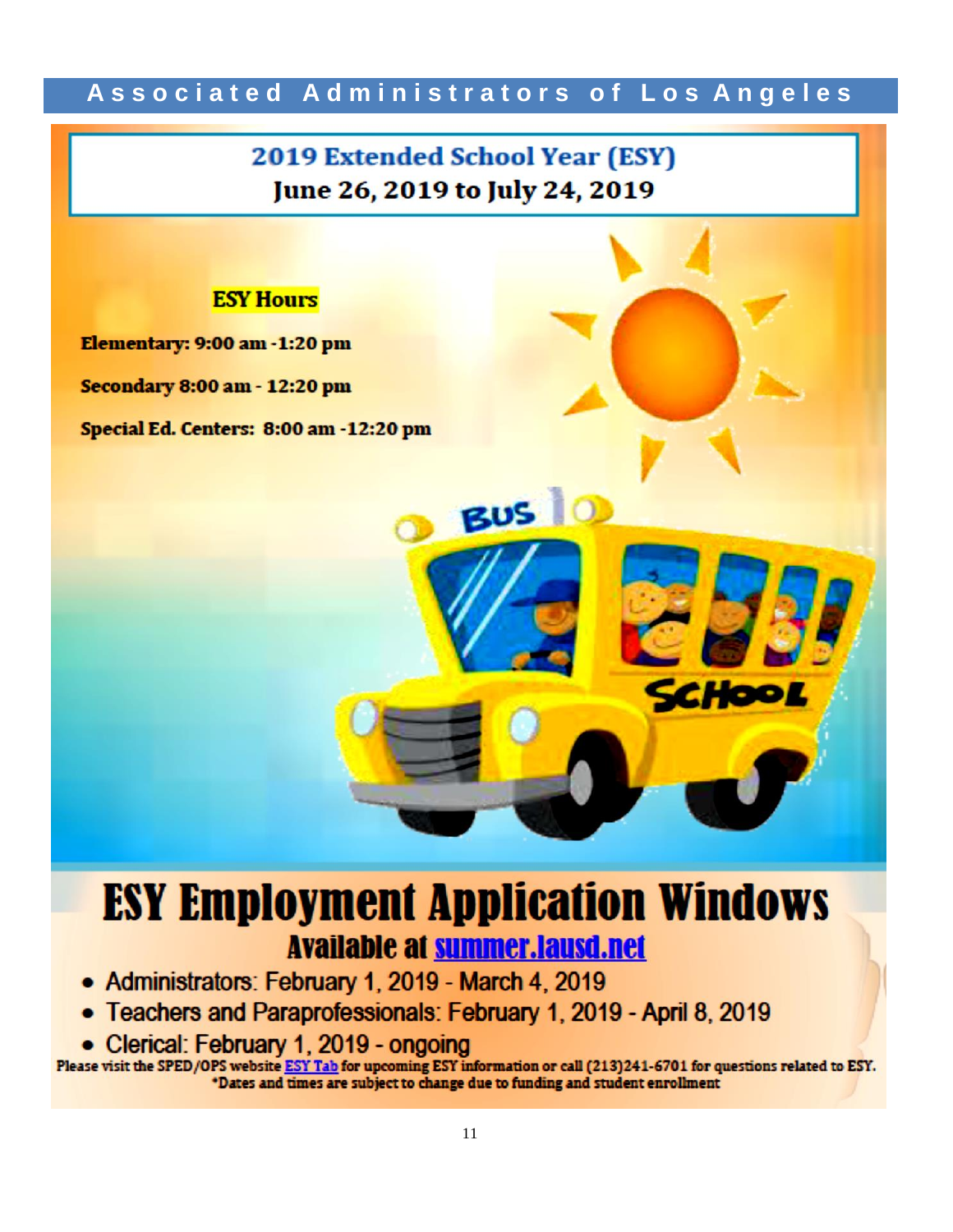# 2019 Extended School Year (ESY)

## June 26, 2019 to July 24, 2019

**ESY Hours**

**Elementary: 9:00 am -1:20 pm**

**Secondary 8:00 am - 12:20 pm**

**Special Ed. Centers: 8:00 am -12:20 pm**

# ESY Employment Application Windows

## Available at summer.lausd.net

- Administrators: February 1, 2019 - March 4, 2019
- Teachers and Paraprofessionals: February 1, 2019 - April 8, 2019
- Clerical: February 1, 2019 - ongoing

Please visit the SPED/OPS website ESY Tab for upcoming ESY information or call (213)241-6701 for questions related to ESY.

*Dates and times are subject to change due to funding and student enrollment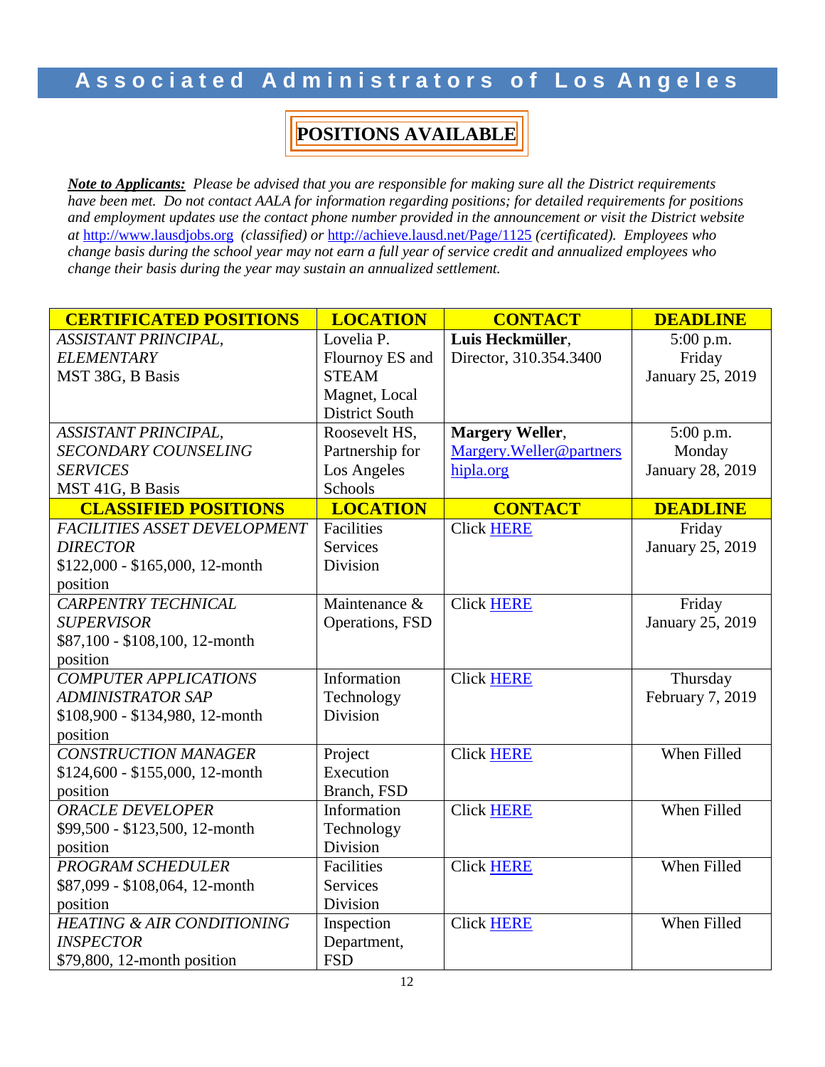# Associated Administrators of Los Angeles

## POSITIONS AVAILABLE

***Note to Applicants:*** *Please be advised that you are responsible for making sure all the District requirements have been met. Do not contact AALA for information regarding positions; for detailed requirements for positions and employment updates use the contact phone number provided in the announcement or visit the District website at* http://www.lausdjobs.org *(classified) or* http://achieve.lausd.net/Page/1125 *(certificated). Employees who change basis during the school year may not earn a full year of service credit and annualized employees who change their basis during the year may sustain an annualized settlement.*

| CERTIFICATED POSITIONS | LOCATION | CONTACT | DEADLINE |
|---|---|---|---|
| *ASSISTANT PRINCIPAL, ELEMENTARY* MST 38G, B Basis | Lovelia P. Flournoy ES and STEAM Magnet, Local District South | **Luis Heckmüller**, Director, 310.354.3400 | 5:00 p.m. Friday January 25, 2019 |
| *ASSISTANT PRINCIPAL, SECONDARY COUNSELING SERVICES* MST 41G, B Basis | Roosevelt HS, Partnership for Los Angeles Schools | **Margery Weller**, Margery.Weller@partnershipla.org | 5:00 p.m. Monday January 28, 2019 |
| **CLASSIFIED POSITIONS** | **LOCATION** | **CONTACT** | **DEADLINE** |
| *FACILITIES ASSET DEVELOPMENT DIRECTOR* $122,000 - $165,000, 12-month position | Facilities Services Division | Click HERE | Friday January 25, 2019 |
| *CARPENTRY TECHNICAL SUPERVISOR* $87,100 - $108,100, 12-month position | Maintenance & Operations, FSD | Click HERE | Friday January 25, 2019 |
| *COMPUTER APPLICATIONS ADMINISTRATOR SAP* $108,900 - $134,980, 12-month position | Information Technology Division | Click HERE | Thursday February 7, 2019 |
| *CONSTRUCTION MANAGER* $124,600 - $155,000, 12-month position | Project Execution Branch, FSD | Click HERE | When Filled |
| *ORACLE DEVELOPER* $99,500 - $123,500, 12-month position | Information Technology Division | Click HERE | When Filled |
| *PROGRAM SCHEDULER* $87,099 - $108,064, 12-month position | Facilities Services Division | Click HERE | When Filled |
| *HEATING & AIR CONDITIONING INSPECTOR* $79,800, 12-month position | Inspection Department, FSD | Click HERE | When Filled |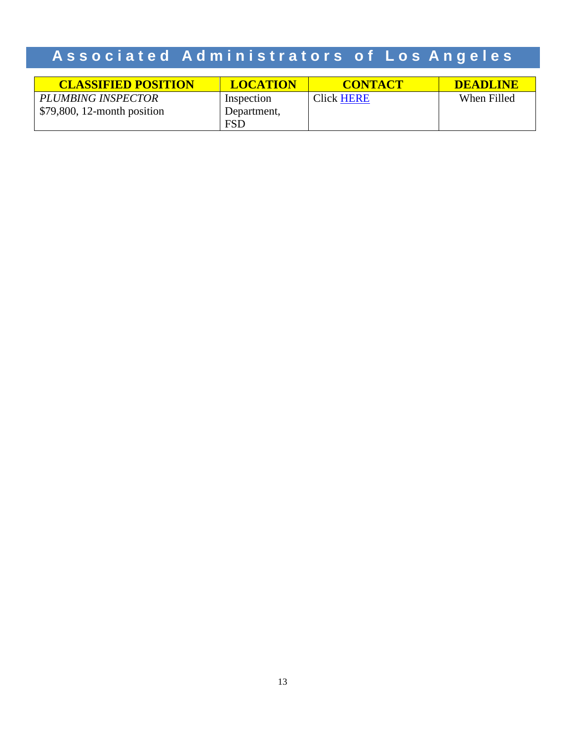# Associated Administrators of Los Angeles

| CLASSIFIED POSITION | LOCATION | CONTACT | DEADLINE |
|---|---|---|---|
| *PLUMBING INSPECTOR* $79,800, 12-month position | Inspection Department, FSD | Click HERE | When Filled |